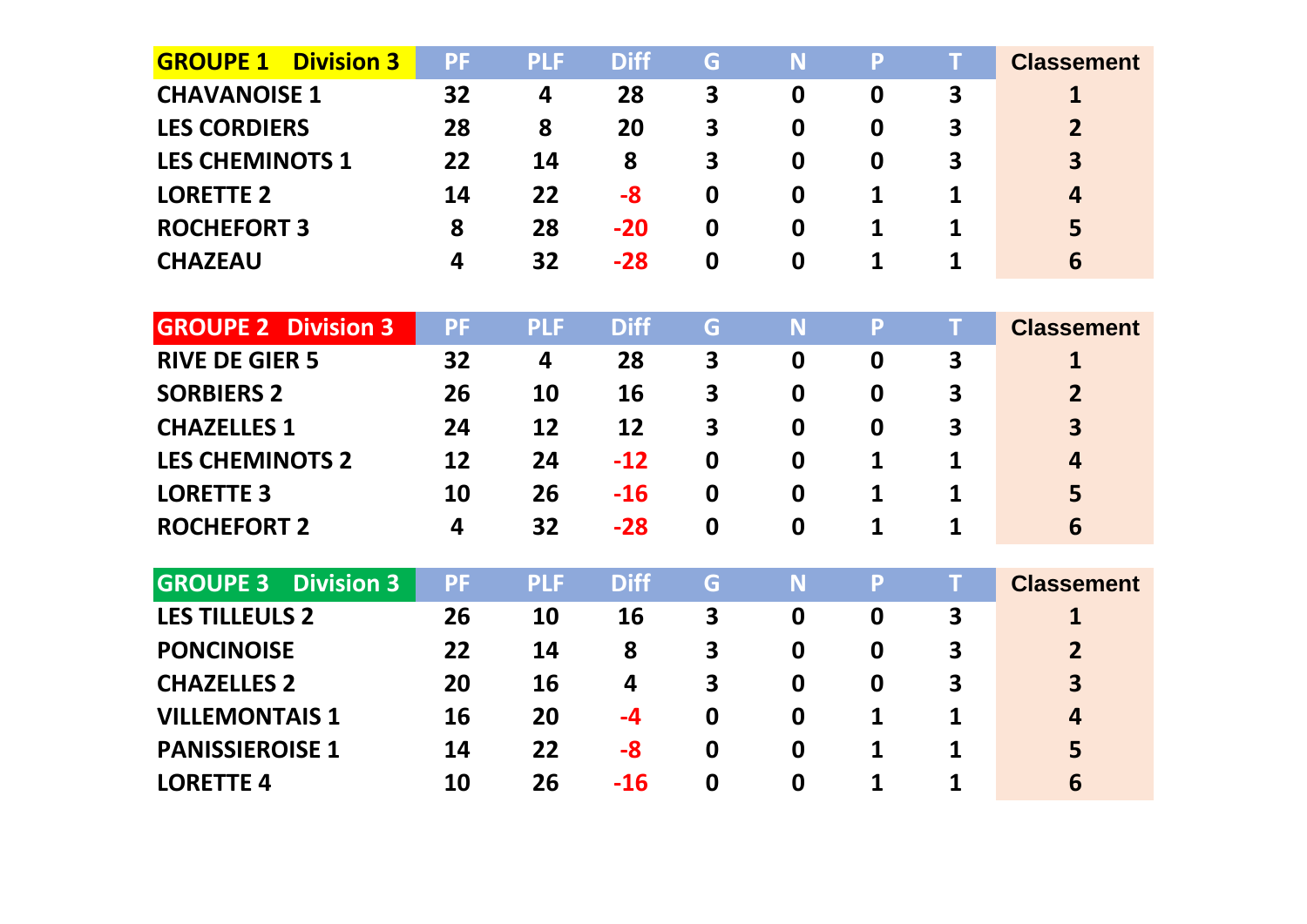| GROUPE 1 Division 3 | PF | PLF | Diff | G | N | P | T | Classement |
|---|---|---|---|---|---|---|---|---|
| CHAVANOISE 1 | 32 | 4 | 28 | 3 | 0 | 0 | 3 | 1 |
| LES CORDIERS | 28 | 8 | 20 | 3 | 0 | 0 | 3 | 2 |
| LES CHEMINOTS 1 | 22 | 14 | 8 | 3 | 0 | 0 | 3 | 3 |
| LORETTE 2 | 14 | 22 | -8 | 0 | 0 | 1 | 1 | 4 |
| ROCHEFORT 3 | 8 | 28 | -20 | 0 | 0 | 1 | 1 | 5 |
| CHAZEAU | 4 | 32 | -28 | 0 | 0 | 1 | 1 | 6 |

| GROUPE 2 Division 3 | PF | PLF | Diff | G | N | P | T | Classement |
|---|---|---|---|---|---|---|---|---|
| RIVE DE GIER 5 | 32 | 4 | 28 | 3 | 0 | 0 | 3 | 1 |
| SORBIERS 2 | 26 | 10 | 16 | 3 | 0 | 0 | 3 | 2 |
| CHAZELLES 1 | 24 | 12 | 12 | 3 | 0 | 0 | 3 | 3 |
| LES CHEMINOTS 2 | 12 | 24 | -12 | 0 | 0 | 1 | 1 | 4 |
| LORETTE 3 | 10 | 26 | -16 | 0 | 0 | 1 | 1 | 5 |
| ROCHEFORT 2 | 4 | 32 | -28 | 0 | 0 | 1 | 1 | 6 |

| GROUPE 3 Division 3 | PF | PLF | Diff | G | N | P | T | Classement |
|---|---|---|---|---|---|---|---|---|
| LES TILLEULS 2 | 26 | 10 | 16 | 3 | 0 | 0 | 3 | 1 |
| PONCINOISE | 22 | 14 | 8 | 3 | 0 | 0 | 3 | 2 |
| CHAZELLES 2 | 20 | 16 | 4 | 3 | 0 | 0 | 3 | 3 |
| VILLEMONTAIS 1 | 16 | 20 | -4 | 0 | 0 | 1 | 1 | 4 |
| PANISSIEROISE 1 | 14 | 22 | -8 | 0 | 0 | 1 | 1 | 5 |
| LORETTE 4 | 10 | 26 | -16 | 0 | 0 | 1 | 1 | 6 |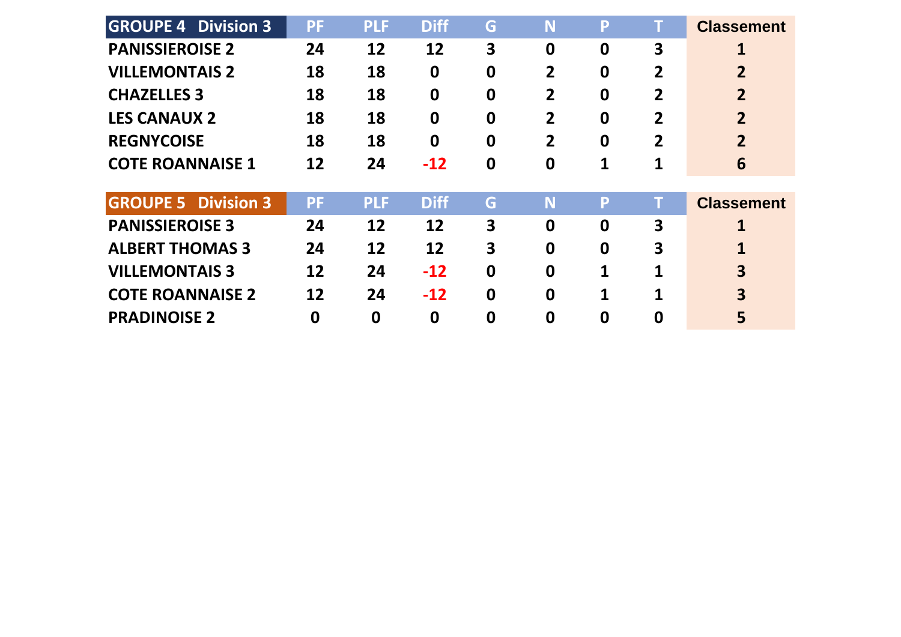| GROUPE 4 Division 3 | PF | PLF | Diff | G | N | P | T | Classement |
|---|---|---|---|---|---|---|---|---|
| PANISSIEROISE 2 | 24 | 12 | 12 | 3 | 0 | 0 | 3 | 1 |
| VILLEMONTAIS 2 | 18 | 18 | 0 | 0 | 2 | 0 | 2 | 2 |
| CHAZELLES 3 | 18 | 18 | 0 | 0 | 2 | 0 | 2 | 2 |
| LES CANAUX 2 | 18 | 18 | 0 | 0 | 2 | 0 | 2 | 2 |
| REGNYCOISE | 18 | 18 | 0 | 0 | 2 | 0 | 2 | 2 |
| COTE ROANNAISE 1 | 12 | 24 | -12 | 0 | 0 | 1 | 1 | 6 |

| GROUPE 5 Division 3 | PF | PLF | Diff | G | N | P | T | Classement |
|---|---|---|---|---|---|---|---|---|
| PANISSIEROISE 3 | 24 | 12 | 12 | 3 | 0 | 0 | 3 | 1 |
| ALBERT THOMAS 3 | 24 | 12 | 12 | 3 | 0 | 0 | 3 | 1 |
| VILLEMONTAIS 3 | 12 | 24 | -12 | 0 | 0 | 1 | 1 | 3 |
| COTE ROANNAISE 2 | 12 | 24 | -12 | 0 | 0 | 1 | 1 | 3 |
| PRADINOISE 2 | 0 | 0 | 0 | 0 | 0 | 0 | 0 | 5 |